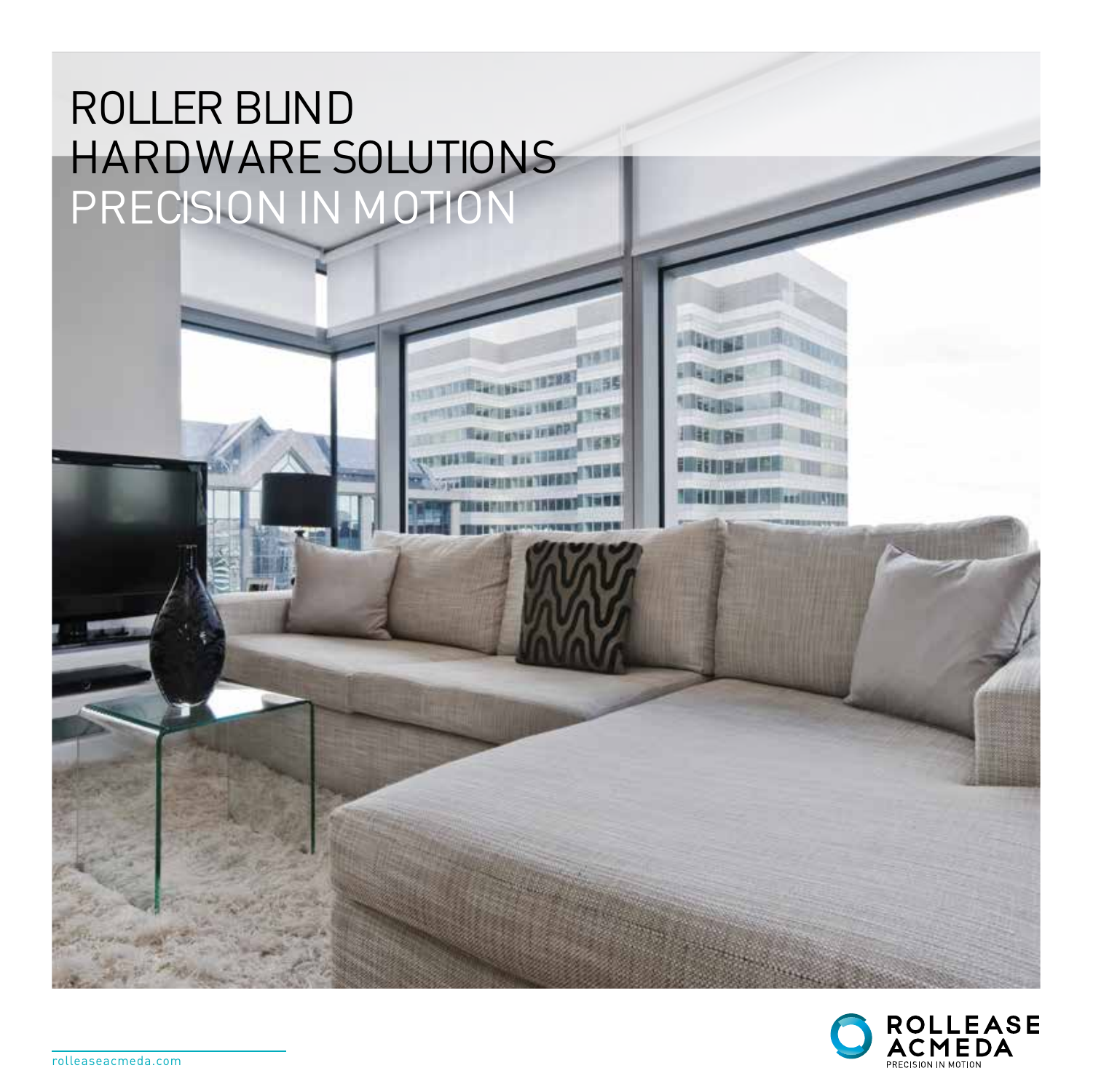# ROLLER BLIND HARDWARE SOLUTIONS

## PRECISION IN MOTION

rolleaseacmeda.com

ROLLEASE ACMEDA
PRECISION IN MOTION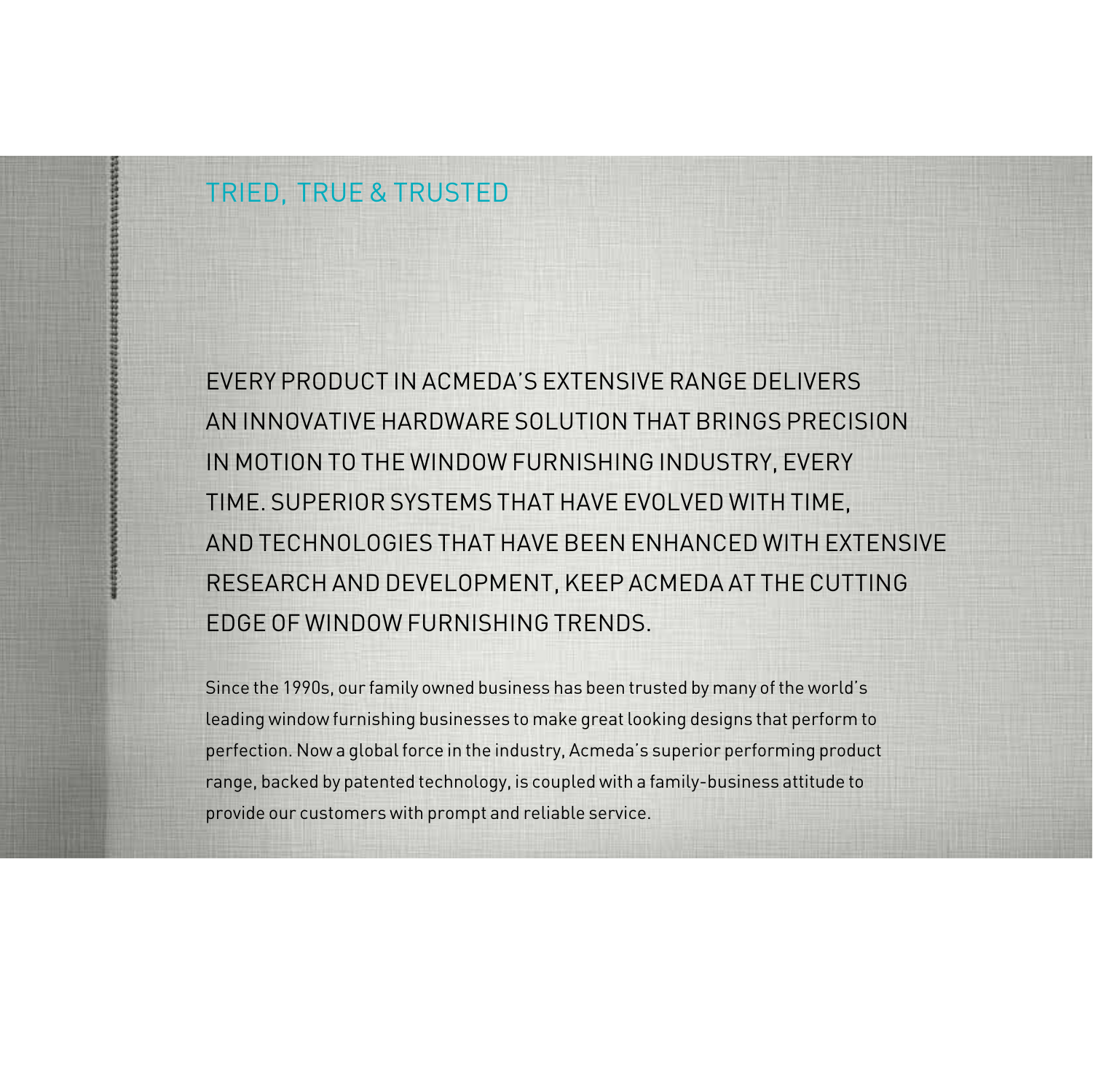## TRIED, TRUE & TRUSTED

EVERY PRODUCT IN ACMEDA'S EXTENSIVE RANGE DELIVERS AN INNOVATIVE HARDWARE SOLUTION THAT BRINGS PRECISION IN MOTION TO THE WINDOW FURNISHING INDUSTRY, EVERY TIME. SUPERIOR SYSTEMS THAT HAVE EVOLVED WITH TIME, AND TECHNOLOGIES THAT HAVE BEEN ENHANCED WITH EXTENSIVE RESEARCH AND DEVELOPMENT, KEEP ACMEDA AT THE CUTTING EDGE OF WINDOW FURNISHING TRENDS.

Since the 1990s, our family owned business has been trusted by many of the world's leading window furnishing businesses to make great looking designs that perform to perfection. Now a global force in the industry, Acmeda's superior performing product range, backed by patented technology, is coupled with a family-business attitude to provide our customers with prompt and reliable service.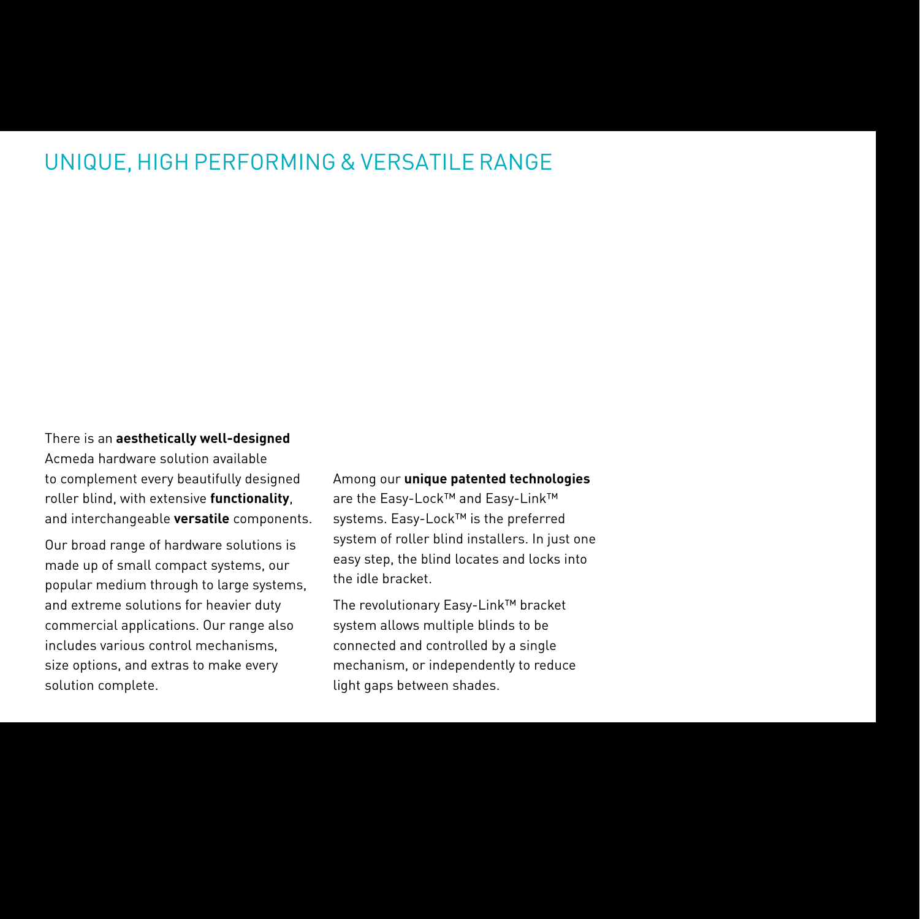# UNIQUE, HIGH PERFORMING & VERSATILE RANGE

There is an **aesthetically well-designed** Acmeda hardware solution available to complement every beautifully designed roller blind, with extensive **functionality**, and interchangeable **versatile** components.

Our broad range of hardware solutions is made up of small compact systems, our popular medium through to large systems, and extreme solutions for heavier duty commercial applications. Our range also includes various control mechanisms, size options, and extras to make every solution complete.

Among our **unique patented technologies** are the Easy-Lock™ and Easy-Link™ systems. Easy-Lock™ is the preferred system of roller blind installers. In just one easy step, the blind locates and locks into the idle bracket.

The revolutionary Easy-Link™ bracket system allows multiple blinds to be connected and controlled by a single mechanism, or independently to reduce light gaps between shades.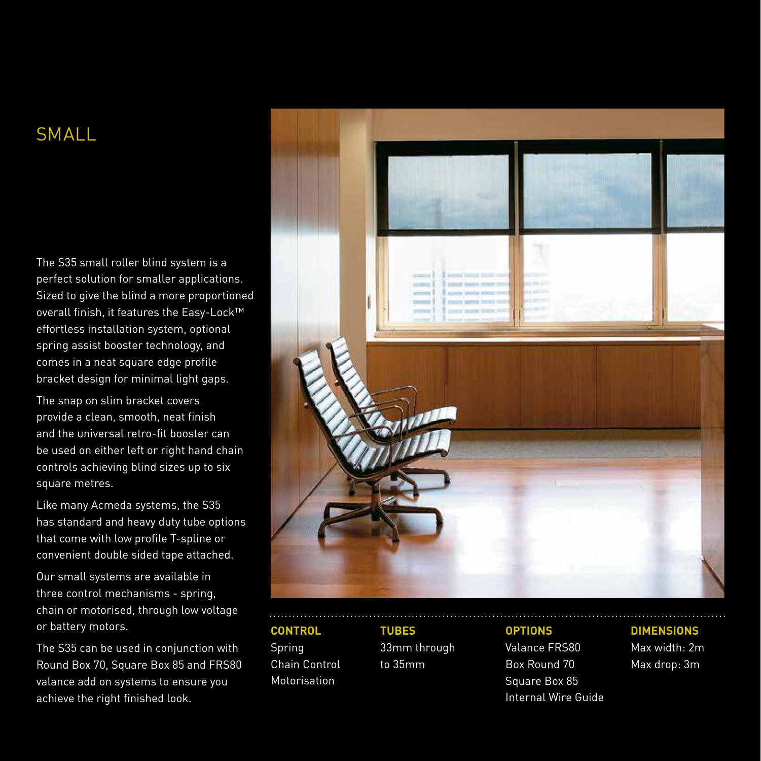# SMALL

The S35 small roller blind system is a perfect solution for smaller applications. Sized to give the blind a more proportioned overall finish, it features the Easy-Lock™ effortless installation system, optional spring assist booster technology, and comes in a neat square edge profile bracket design for minimal light gaps.

The snap on slim bracket covers provide a clean, smooth, neat finish and the universal retro-fit booster can be used on either left or right hand chain controls achieving blind sizes up to six square metres.

Like many Acmeda systems, the S35 has standard and heavy duty tube options that come with low profile T-spline or convenient double sided tape attached.

Our small systems are available in three control mechanisms - spring, chain or motorised, through low voltage or battery motors.

The S35 can be used in conjunction with Round Box 70, Square Box 85 and FRS80 valance add on systems to ensure you achieve the right finished look.

**CONTROL**
Spring
Chain Control
Motorisation

**TUBES**
33mm through to 35mm

**OPTIONS**
Valance FRS80
Box Round 70
Square Box 85
Internal Wire Guide

**DIMENSIONS**
Max width: 2m
Max drop: 3m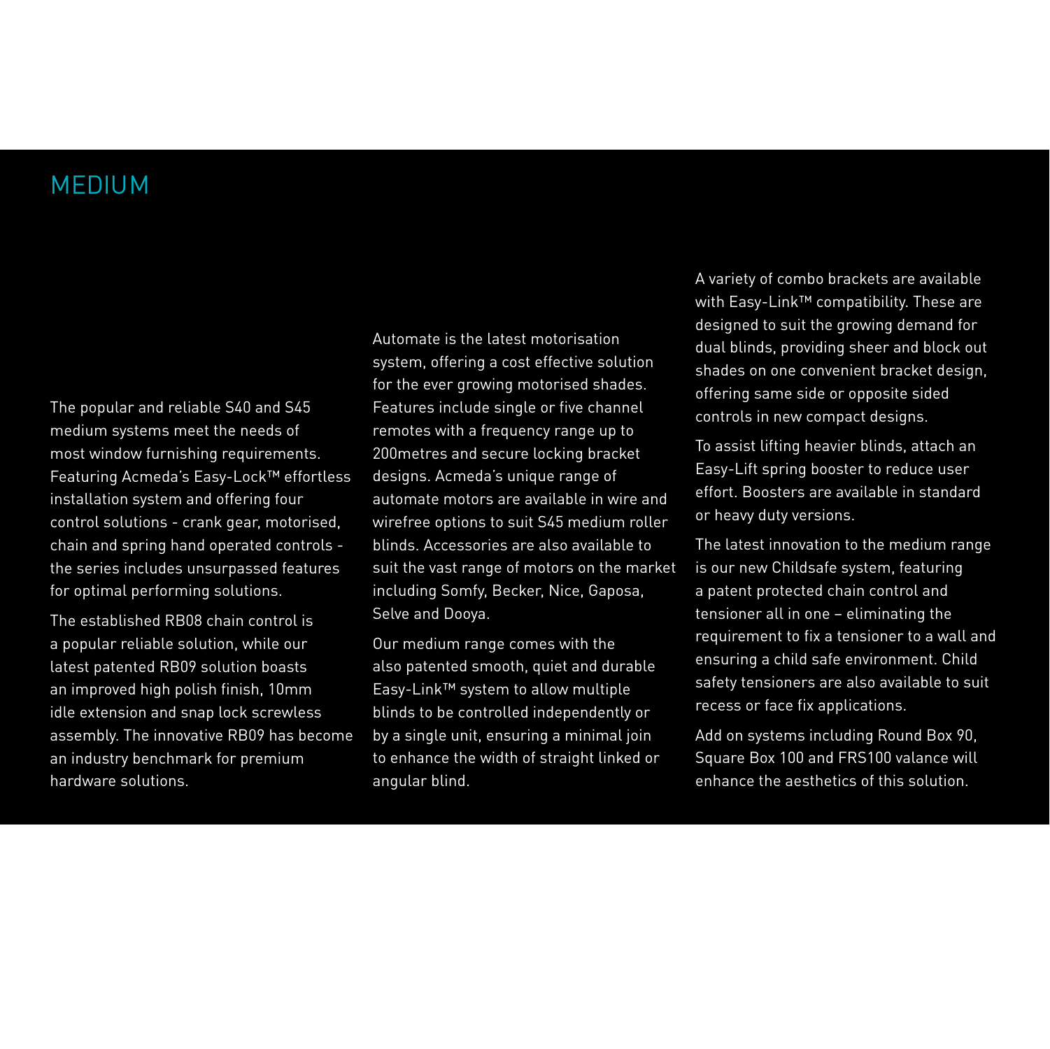# MEDIUM

The popular and reliable S40 and S45 medium systems meet the needs of most window furnishing requirements. Featuring Acmeda's Easy-Lock™ effortless installation system and offering four control solutions - crank gear, motorised, chain and spring hand operated controls - the series includes unsurpassed features for optimal performing solutions.

The established RB08 chain control is a popular reliable solution, while our latest patented RB09 solution boasts an improved high polish finish, 10mm idle extension and snap lock screwless assembly. The innovative RB09 has become an industry benchmark for premium hardware solutions.

Automate is the latest motorisation system, offering a cost effective solution for the ever growing motorised shades. Features include single or five channel remotes with a frequency range up to 200metres and secure locking bracket designs. Acmeda's unique range of automate motors are available in wire and wirefree options to suit S45 medium roller blinds. Accessories are also available to suit the vast range of motors on the market including Somfy, Becker, Nice, Gaposa, Selve and Dooya.

Our medium range comes with the also patented smooth, quiet and durable Easy-Link™ system to allow multiple blinds to be controlled independently or by a single unit, ensuring a minimal join to enhance the width of straight linked or angular blind.

A variety of combo brackets are available with Easy-Link™ compatibility. These are designed to suit the growing demand for dual blinds, providing sheer and block out shades on one convenient bracket design, offering same side or opposite sided controls in new compact designs.

To assist lifting heavier blinds, attach an Easy-Lift spring booster to reduce user effort. Boosters are available in standard or heavy duty versions.

The latest innovation to the medium range is our new Childsafe system, featuring a patent protected chain control and tensioner all in one – eliminating the requirement to fix a tensioner to a wall and ensuring a child safe environment. Child safety tensioners are also available to suit recess or face fix applications.

Add on systems including Round Box 90, Square Box 100 and FRS100 valance will enhance the aesthetics of this solution.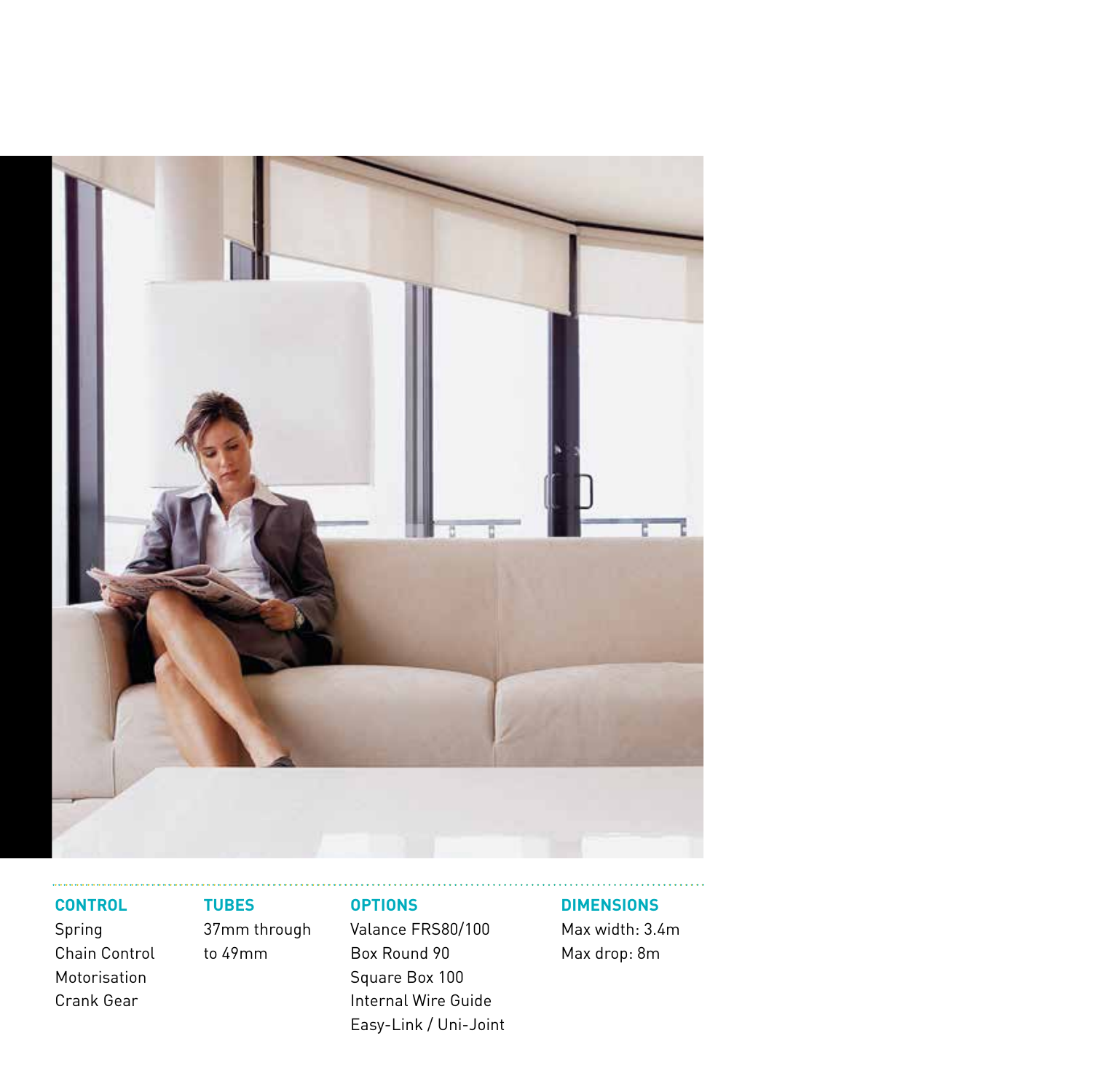**CONTROL**

Spring
Chain Control
Motorisation
Crank Gear

**TUBES**

37mm through to 49mm

**OPTIONS**

Valance FRS80/100
Box Round 90
Square Box 100
Internal Wire Guide
Easy-Link / Uni-Joint

**DIMENSIONS**

Max width: 3.4m
Max drop: 8m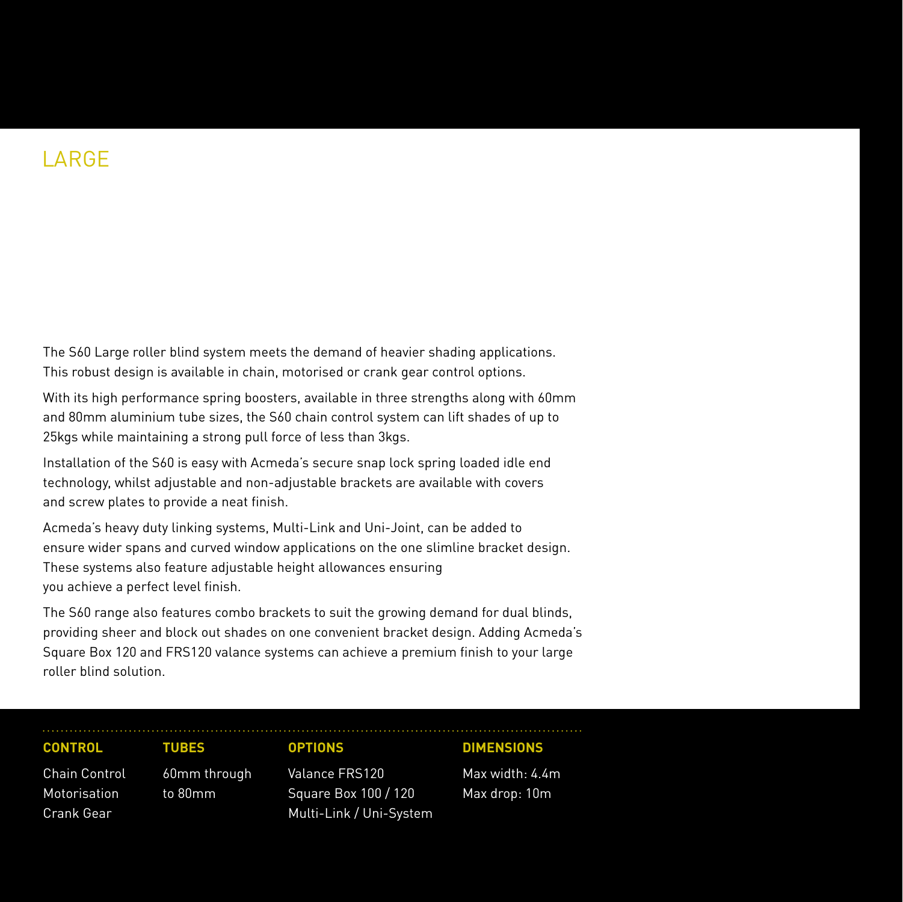# LARGE

The S60 Large roller blind system meets the demand of heavier shading applications. This robust design is available in chain, motorised or crank gear control options.

With its high performance spring boosters, available in three strengths along with 60mm and 80mm aluminium tube sizes, the S60 chain control system can lift shades of up to 25kgs while maintaining a strong pull force of less than 3kgs.

Installation of the S60 is easy with Acmeda's secure snap lock spring loaded idle end technology, whilst adjustable and non-adjustable brackets are available with covers and screw plates to provide a neat finish.

Acmeda's heavy duty linking systems, Multi-Link and Uni-Joint, can be added to ensure wider spans and curved window applications on the one slimline bracket design. These systems also feature adjustable height allowances ensuring you achieve a perfect level finish.

The S60 range also features combo brackets to suit the growing demand for dual blinds, providing sheer and block out shades on one convenient bracket design. Adding Acmeda's Square Box 120 and FRS120 valance systems can achieve a premium finish to your large roller blind solution.

| CONTROL | TUBES | OPTIONS | DIMENSIONS |
| --- | --- | --- | --- |
| Chain Control<br>Motorisation<br>Crank Gear | 60mm through to 80mm | Valance FRS120<br>Square Box 100 / 120<br>Multi-Link / Uni-System | Max width: 4.4m<br>Max drop: 10m |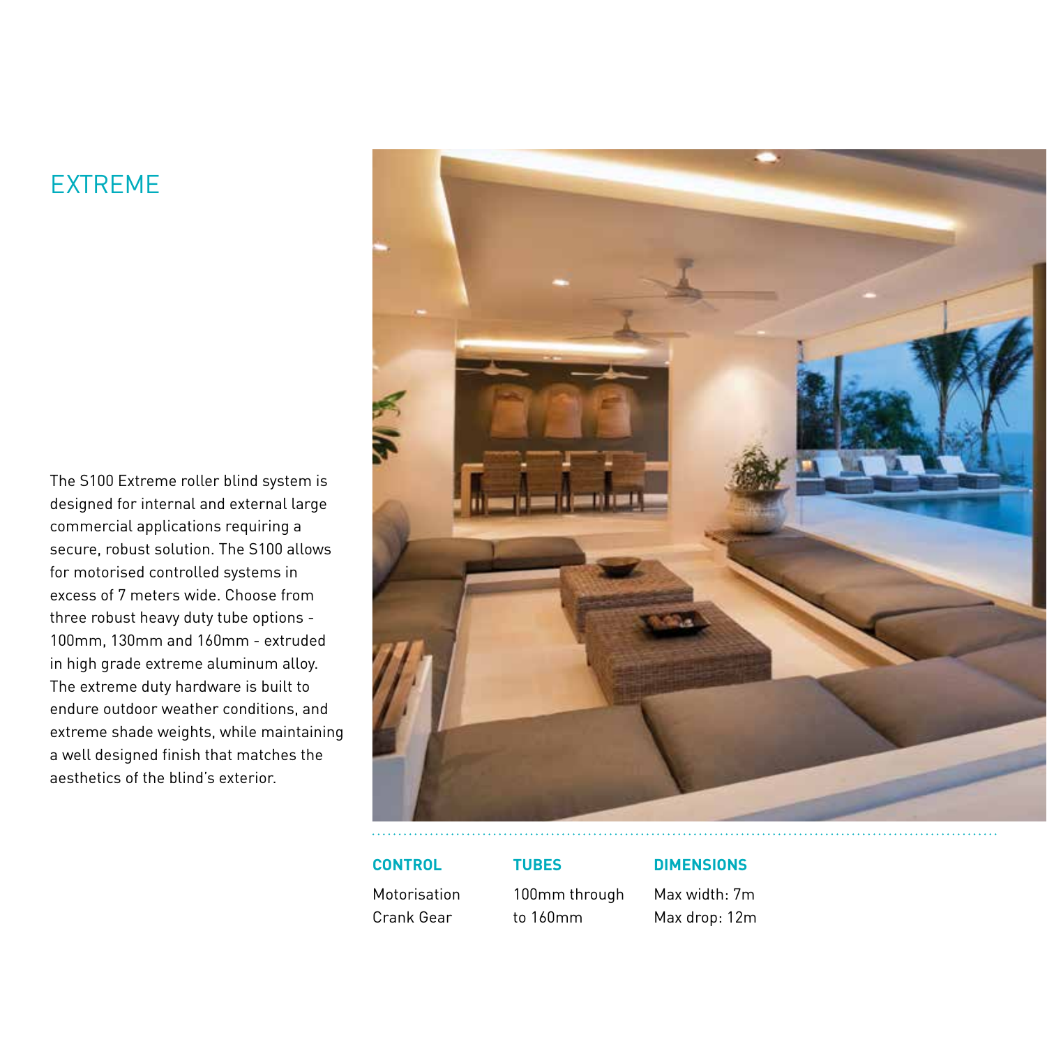## EXTREME

The S100 Extreme roller blind system is designed for internal and external large commercial applications requiring a secure, robust solution. The S100 allows for motorised controlled systems in excess of 7 meters wide. Choose from three robust heavy duty tube options - 100mm, 130mm and 160mm - extruded in high grade extreme aluminum alloy. The extreme duty hardware is built to endure outdoor weather conditions, and extreme shade weights, while maintaining a well designed finish that matches the aesthetics of the blind's exterior.

| CONTROL | TUBES | DIMENSIONS |
| --- | --- | --- |
| Motorisation | 100mm through | Max width: 7m |
| Crank Gear | to 160mm | Max drop: 12m |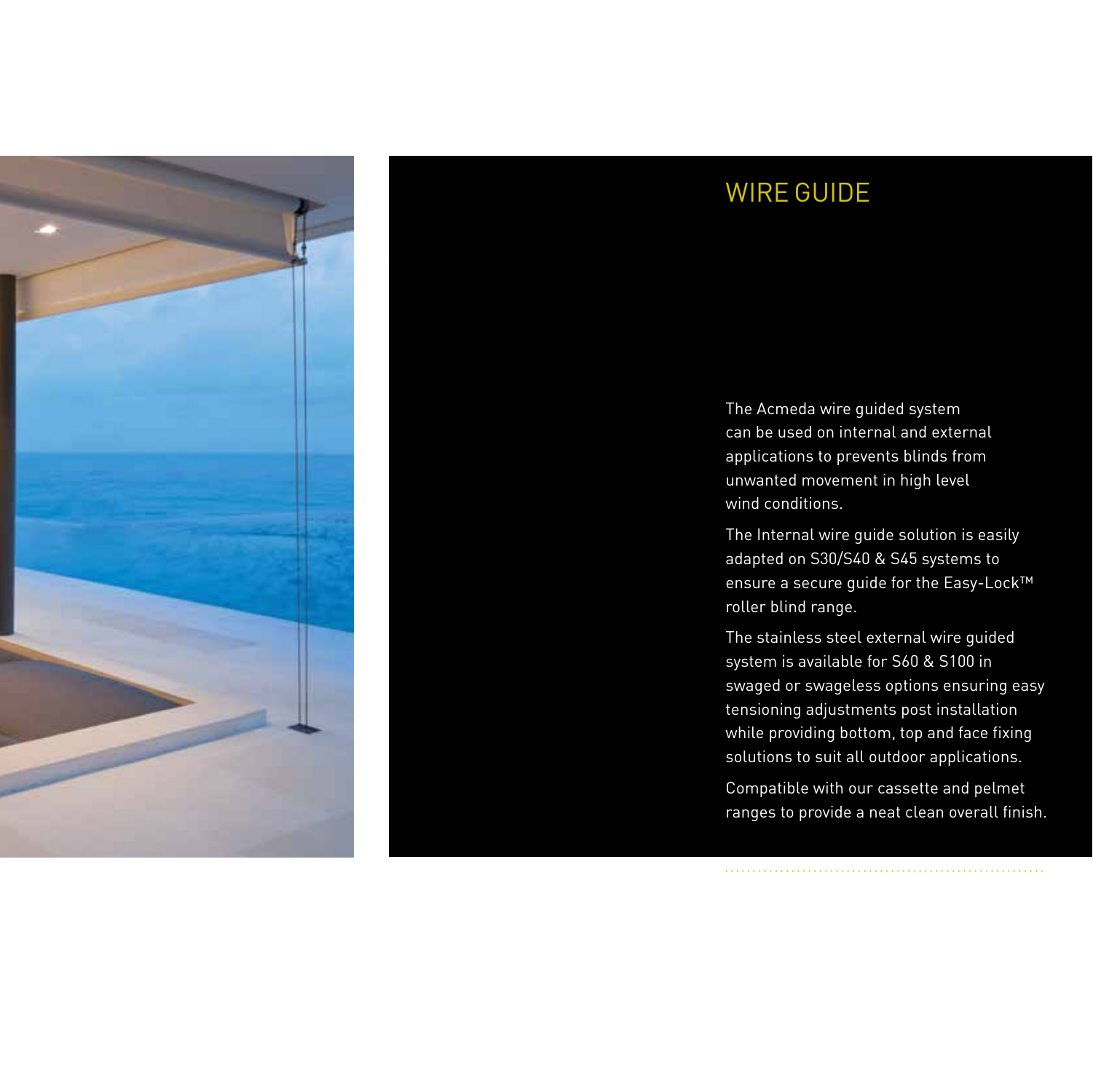# WIRE GUIDE

The Acmeda wire guided system can be used on internal and external applications to prevents blinds from unwanted movement in high level wind conditions.

The Internal wire guide solution is easily adapted on S30/S40 & S45 systems to ensure a secure guide for the Easy-Lock™ roller blind range.

The stainless steel external wire guided system is available for S60 & S100 in swaged or swageless options ensuring easy tensioning adjustments post installation while providing bottom, top and face fixing solutions to suit all outdoor applications.

Compatible with our cassette and pelmet ranges to provide a neat clean overall finish.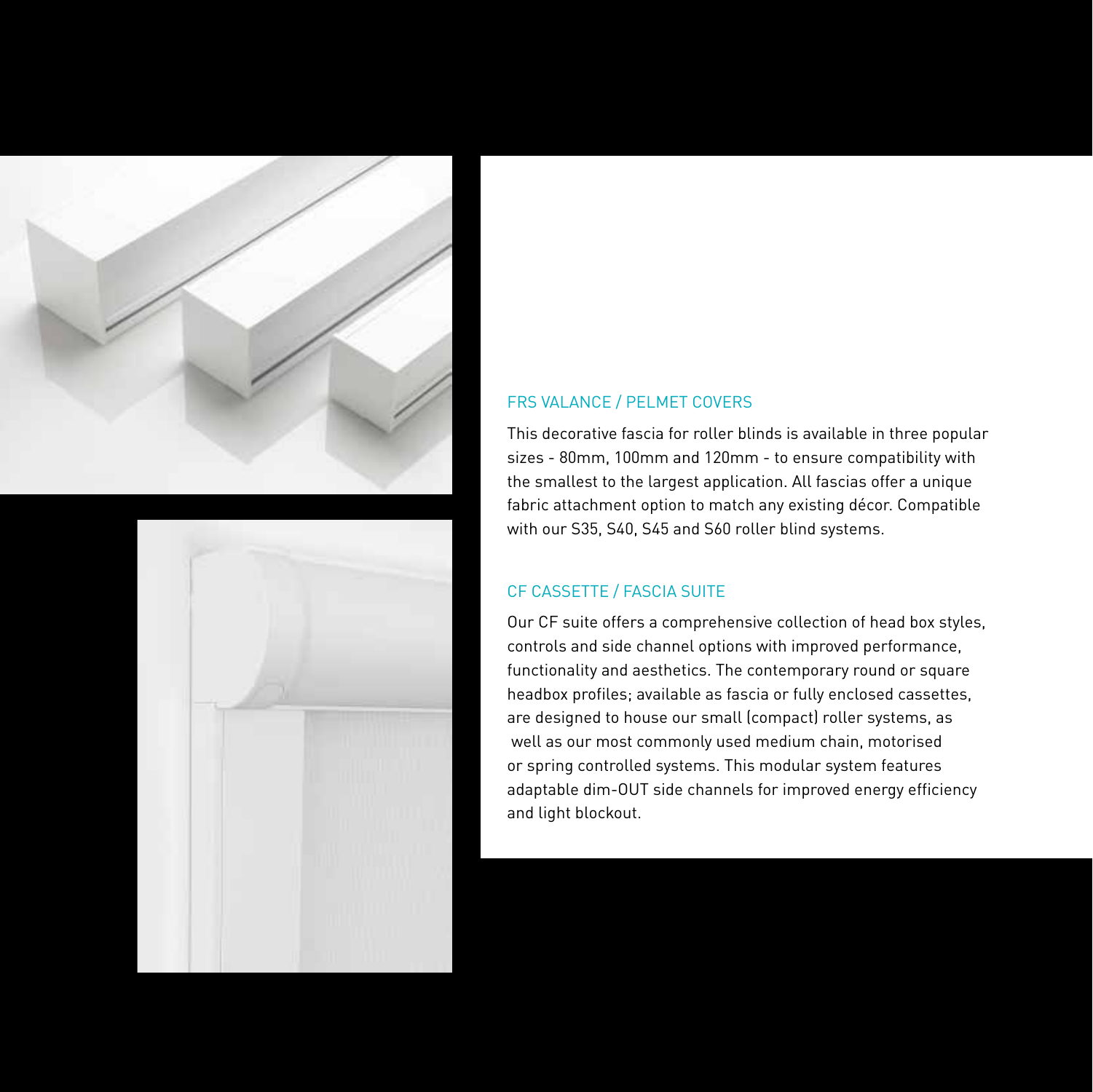## FRS VALANCE / PELMET COVERS

This decorative fascia for roller blinds is available in three popular sizes - 80mm, 100mm and 120mm - to ensure compatibility with the smallest to the largest application. All fascias offer a unique fabric attachment option to match any existing décor. Compatible with our S35, S40, S45 and S60 roller blind systems.

## CF CASSETTE / FASCIA SUITE

Our CF suite offers a comprehensive collection of head box styles, controls and side channel options with improved performance, functionality and aesthetics. The contemporary round or square headbox profiles; available as fascia or fully enclosed cassettes, are designed to house our small (compact) roller systems, as well as our most commonly used medium chain, motorised or spring controlled systems. This modular system features adaptable dim-OUT side channels for improved energy efficiency and light blockout.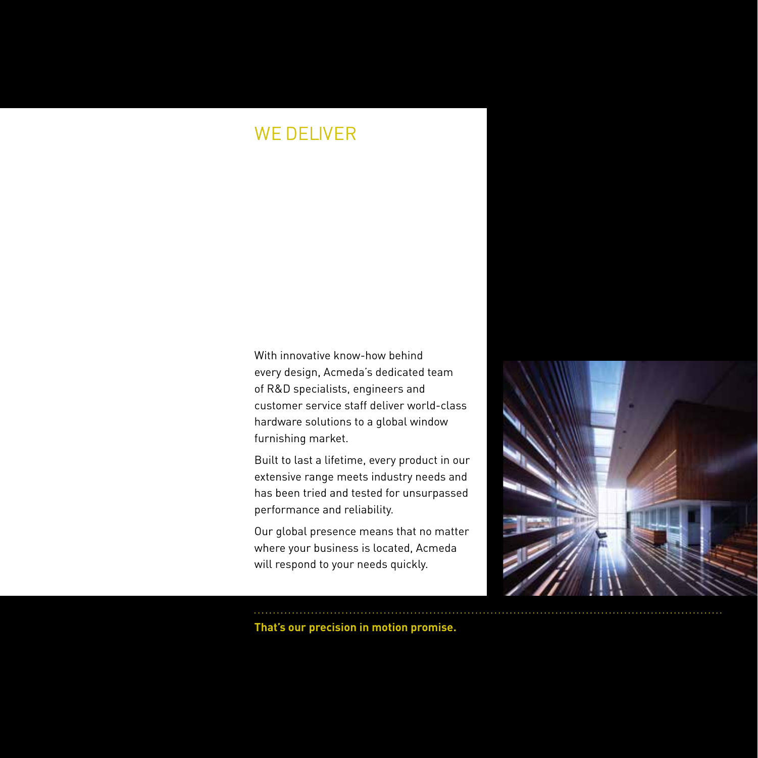# WE DELIVER

With innovative know-how behind every design, Acmeda's dedicated team of R&D specialists, engineers and customer service staff deliver world-class hardware solutions to a global window furnishing market.

Built to last a lifetime, every product in our extensive range meets industry needs and has been tried and tested for unsurpassed performance and reliability.

Our global presence means that no matter where your business is located, Acmeda will respond to your needs quickly.

**That's our precision in motion promise.**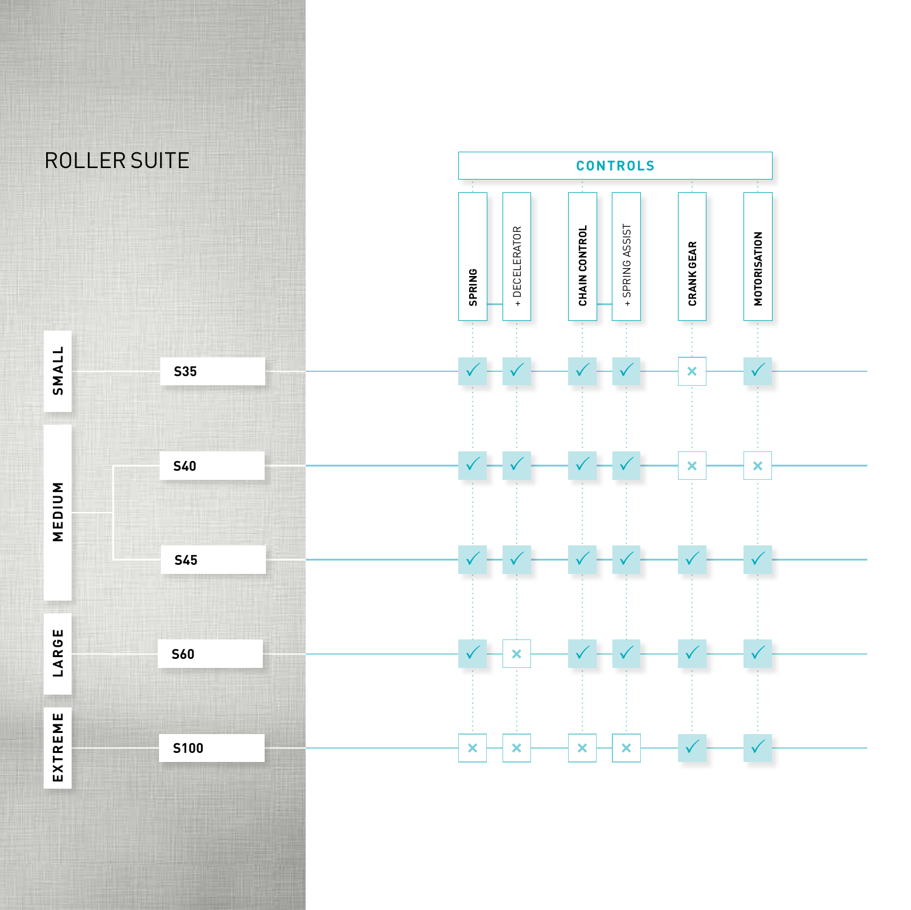# ROLLER SUITE

| Size | Model | SPRING | + DECELERATOR | CHAIN CONTROL | + SPRING ASSIST | CRANK GEAR | MOTORISATION |
|---|---|---|---|---|---|---|---|
| SMALL | S35 | ✓ | ✓ | ✓ | ✓ | × | ✓ |
| MEDIUM | S40 | ✓ | ✓ | ✓ | ✓ | × | × |
| MEDIUM | S45 | ✓ | ✓ | ✓ | ✓ | ✓ | ✓ |
| LARGE | S60 | ✓ | × | ✓ | ✓ | ✓ | ✓ |
| EXTREME | S100 | × | × | × | × | ✓ | ✓ |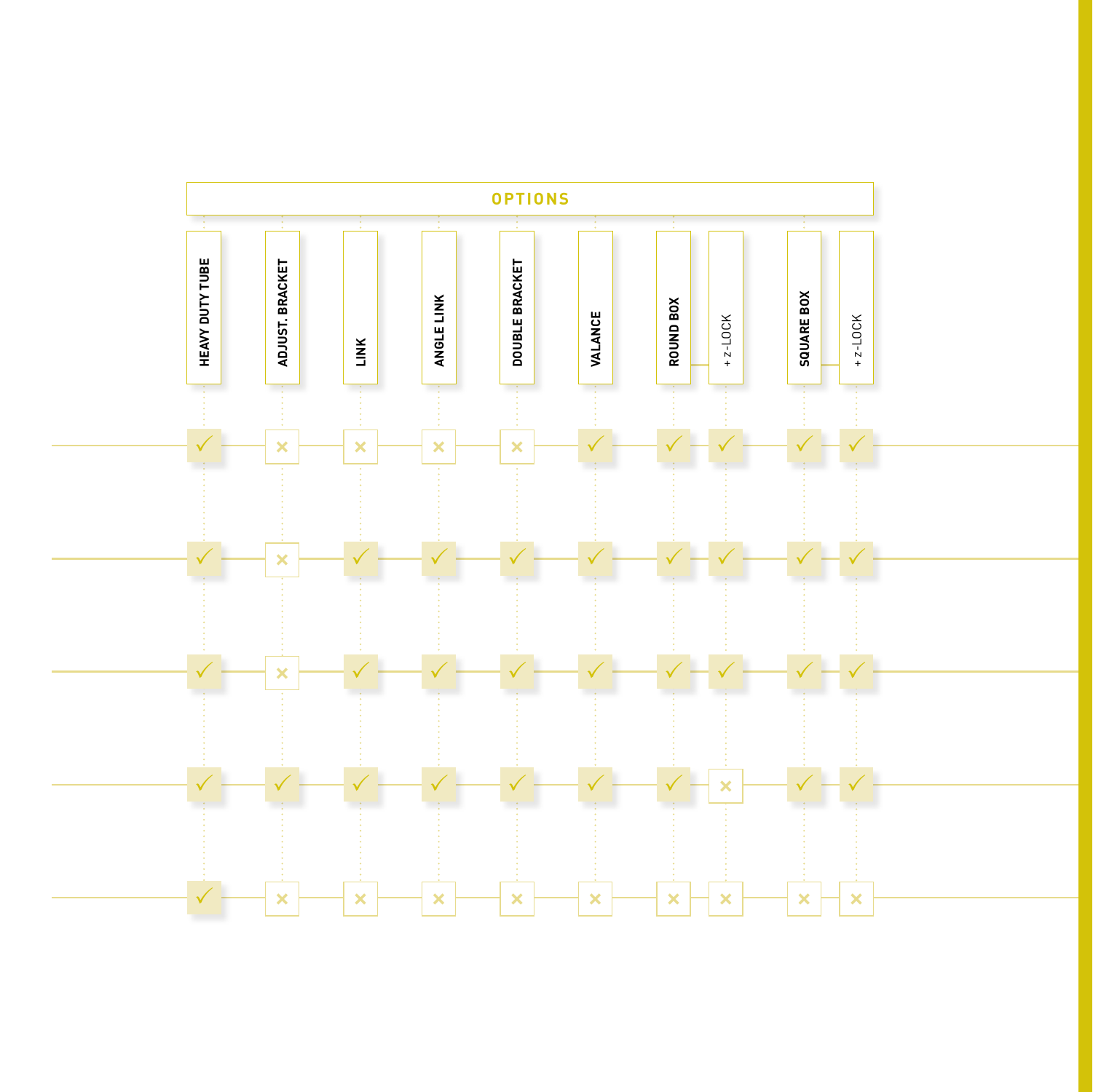| OPTIONS | | | | | | | | | |
|---|---|---|---|---|---|---|---|---|---|
| HEAVY DUTY TUBE | ADJUST. BRACKET | LINK | ANGLE LINK | DOUBLE BRACKET | VALANCE | ROUND BOX | + z-LOCK | SQUARE BOX | + z-LOCK |
| ✓ | × | × | × | × | ✓ | ✓ | ✓ | ✓ | ✓ |
| ✓ | × | ✓ | ✓ | ✓ | ✓ | ✓ | ✓ | ✓ | ✓ |
| ✓ | × | ✓ | ✓ | ✓ | ✓ | ✓ | ✓ | ✓ | ✓ |
| ✓ | ✓ | ✓ | ✓ | ✓ | ✓ | ✓ | × | ✓ | ✓ |
| ✓ | × | × | × | × | × | × | × | × | × |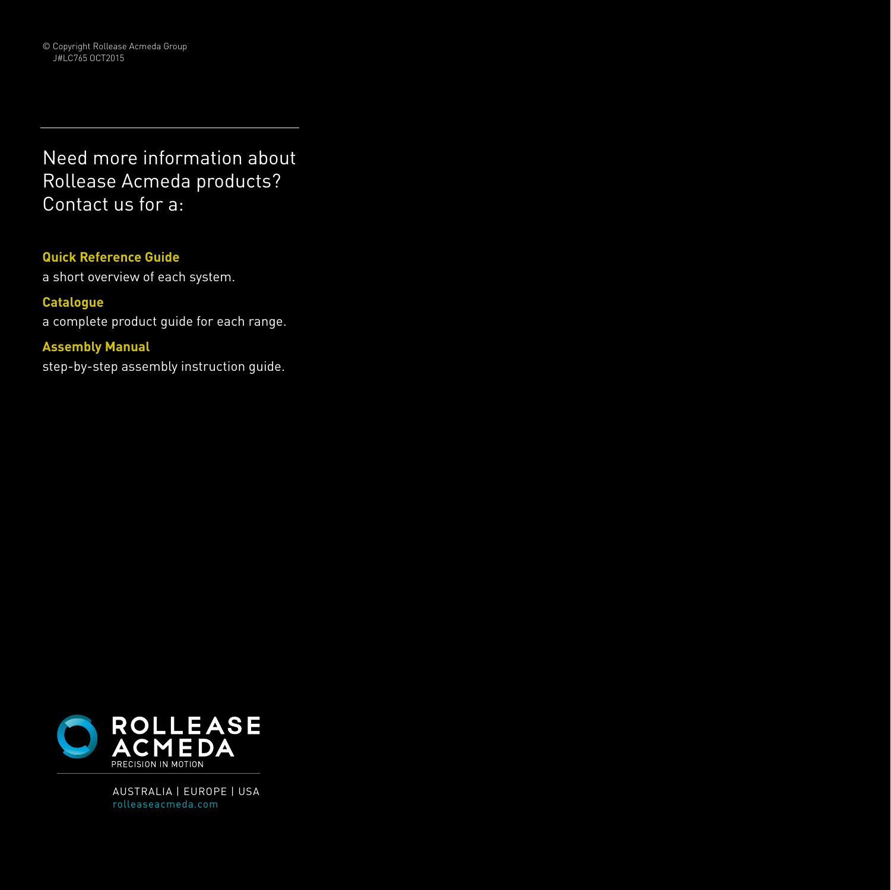© Copyright Rollease Acmeda Group
J#LC765 OCT2015

Need more information about Rollease Acmeda products? Contact us for a:

**Quick Reference Guide**
a short overview of each system.

**Catalogue**
a complete product guide for each range.

**Assembly Manual**
step-by-step assembly instruction guide.

ROLLEASE ACMEDA
PRECISION IN MOTION

AUSTRALIA | EUROPE | USA
rolleaseacmeda.com